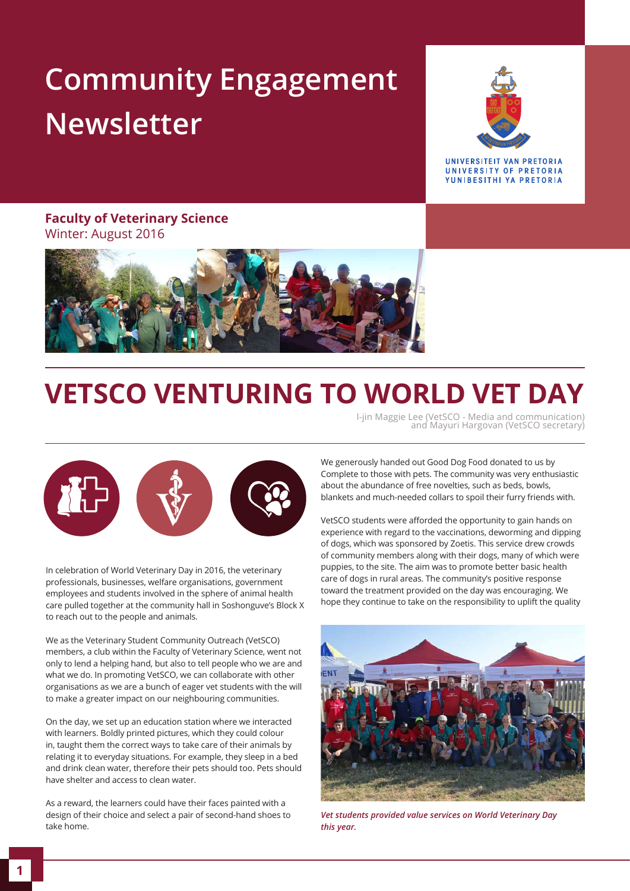# Community Engagement Newsletter

UNIVERSITEIT VAN PRETORIA
UNIVERSITY OF PRETORIA
YUNIBESITHI YA PRETORIA

**Faculty of Veterinary Science**
Winter: August 2016

# VETSCO VENTURING TO WORLD VET DAY

I-jin Maggie Lee (VetSCO - Media and communication) and Mayuri Hargovan (VetSCO secretary)

In celebration of World Veterinary Day in 2016, the veterinary professionals, businesses, welfare organisations, government employees and students involved in the sphere of animal health care pulled together at the community hall in Soshonguve's Block X to reach out to the people and animals.

We as the Veterinary Student Community Outreach (VetSCO) members, a club within the Faculty of Veterinary Science, went not only to lend a helping hand, but also to tell people who we are and what we do. In promoting VetSCO, we can collaborate with other organisations as we are a bunch of eager vet students with the will to make a greater impact on our neighbouring communities.

On the day, we set up an education station where we interacted with learners. Boldly printed pictures, which they could colour in, taught them the correct ways to take care of their animals by relating it to everyday situations. For example, they sleep in a bed and drink clean water, therefore their pets should too. Pets should have shelter and access to clean water.

As a reward, the learners could have their faces painted with a design of their choice and select a pair of second-hand shoes to take home.

We generously handed out Good Dog Food donated to us by Complete to those with pets. The community was very enthusiastic about the abundance of free novelties, such as beds, bowls, blankets and much-needed collars to spoil their furry friends with.

VetSCO students were afforded the opportunity to gain hands on experience with regard to the vaccinations, deworming and dipping of dogs, which was sponsored by Zoetis. This service drew crowds of community members along with their dogs, many of which were puppies, to the site. The aim was to promote better basic health care of dogs in rural areas. The community's positive response toward the treatment provided on the day was encouraging. We hope they continue to take on the responsibility to uplift the quality

*Vet students provided value services on World Veterinary Day this year.*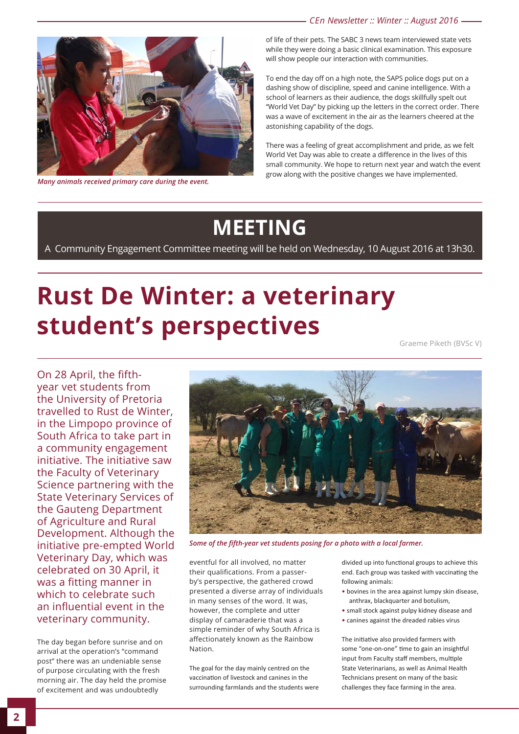*Many animals received primary care during the event.*

of life of their pets. The SABC 3 news team interviewed state vets while they were doing a basic clinical examination. This exposure will show people our interaction with communities.

To end the day off on a high note, the SAPS police dogs put on a dashing show of discipline, speed and canine intelligence. With a school of learners as their audience, the dogs skillfully spelt out "World Vet Day" by picking up the letters in the correct order. There was a wave of excitement in the air as the learners cheered at the astonishing capability of the dogs.

There was a feeling of great accomplishment and pride, as we felt World Vet Day was able to create a difference in the lives of this small community. We hope to return next year and watch the event grow along with the positive changes we have implemented.

## MEETING

A Community Engagement Committee meeting will be held on Wednesday, 10 August 2016 at 13h30.

# Rust De Winter: a veterinary student's perspectives

Graeme Piketh (BVSc V)

On 28 April, the fifth-year vet students from the University of Pretoria travelled to Rust de Winter, in the Limpopo province of South Africa to take part in a community engagement initiative. The initiative saw the Faculty of Veterinary Science partnering with the State Veterinary Services of the Gauteng Department of Agriculture and Rural Development. Although the initiative pre-empted World Veterinary Day, which was celebrated on 30 April, it was a fitting manner in which to celebrate such an influential event in the veterinary community.

The day began before sunrise and on arrival at the operation's "command post" there was an undeniable sense of purpose circulating with the fresh morning air. The day held the promise of excitement and was undoubtedly eventful for all involved, no matter their qualifications. From a passer-by's perspective, the gathered crowd presented a diverse array of individuals in many senses of the word. It was, however, the complete and utter display of camaraderie that was a simple reminder of why South Africa is affectionately known as the Rainbow Nation.

*Some of the fifth-year vet students posing for a photo with a local farmer.*

The goal for the day mainly centred on the vaccination of livestock and canines in the surrounding farmlands and the students were divided up into functional groups to achieve this end. Each group was tasked with vaccinating the following animals:

- bovines in the area against lumpy skin disease, anthrax, blackquarter and botulism,
- small stock against pulpy kidney disease and
- canines against the dreaded rabies virus

The initiative also provided farmers with some "one-on-one" time to gain an insightful input from Faculty staff members, multiple State Veterinarians, as well as Animal Health Technicians present on many of the basic challenges they face farming in the area.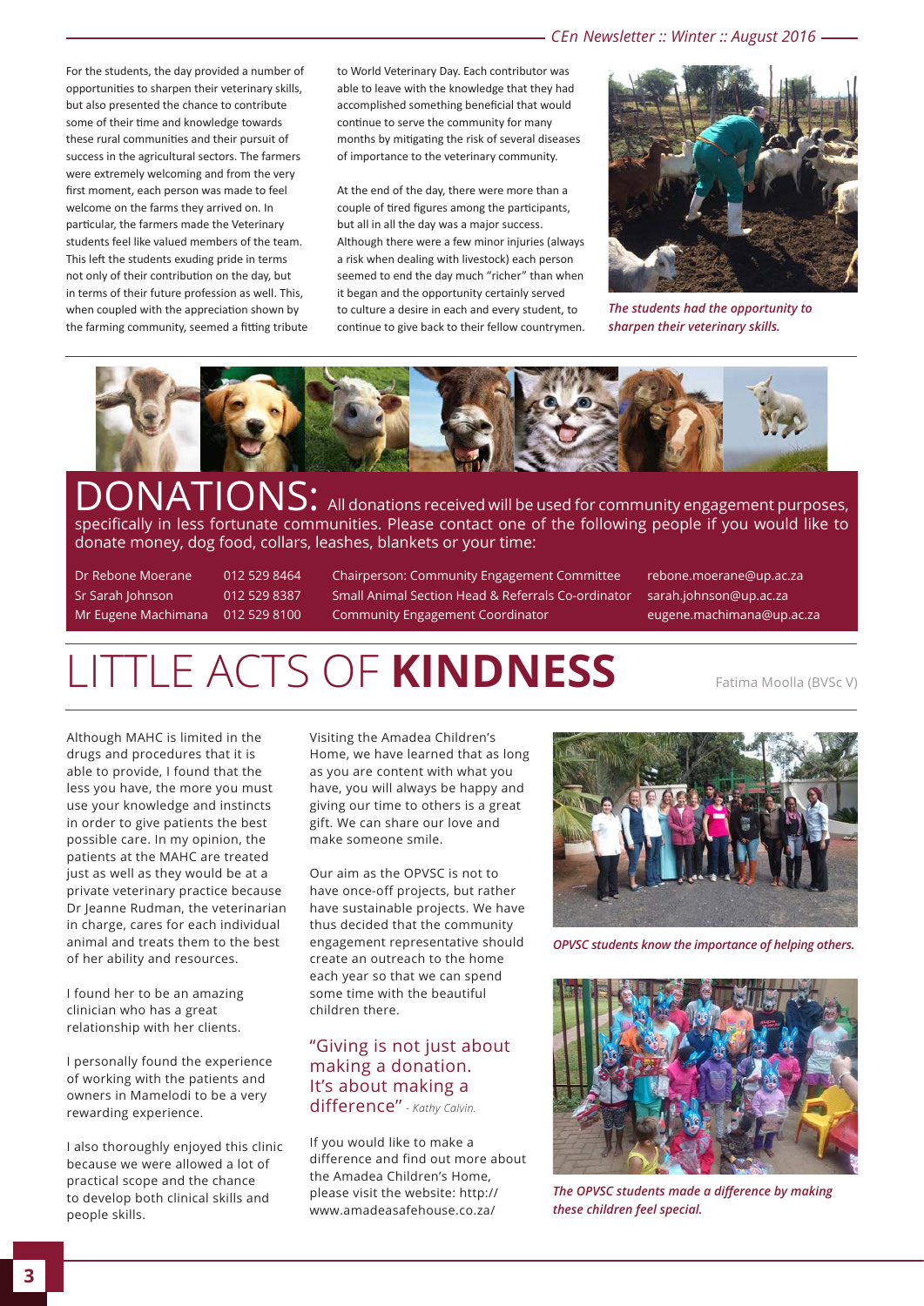For the students, the day provided a number of opportunities to sharpen their veterinary skills, but also presented the chance to contribute some of their time and knowledge towards these rural communities and their pursuit of success in the agricultural sectors. The farmers were extremely welcoming and from the very first moment, each person was made to feel welcome on the farms they arrived on. In particular, the farmers made the Veterinary students feel like valued members of the team. This left the students exuding pride in terms not only of their contribution on the day, but in terms of their future profession as well. This, when coupled with the appreciation shown by the farming community, seemed a fitting tribute to World Veterinary Day. Each contributor was able to leave with the knowledge that they had accomplished something beneficial that would continue to serve the community for many months by mitigating the risk of several diseases of importance to the veterinary community.

At the end of the day, there were more than a couple of tired figures among the participants, but all in all the day was a major success. Although there were a few minor injuries (always a risk when dealing with livestock) each person seemed to end the day much "richer" than when it began and the opportunity certainly served to culture a desire in each and every student, to continue to give back to their fellow countrymen.

*The students had the opportunity to sharpen their veterinary skills.*

# DONATIONS:

All donations received will be used for community engagement purposes, specifically in less fortunate communities. Please contact one of the following people if you would like to donate money, dog food, collars, leashes, blankets or your time:

| | | | |
|---|---|---|---|
| Dr Rebone Moerane | 012 529 8464 | Chairperson: Community Engagement Committee | rebone.moerane@up.ac.za |
| Sr Sarah Johnson | 012 529 8387 | Small Animal Section Head & Referrals Co-ordinator | sarah.johnson@up.ac.za |
| Mr Eugene Machimana | 012 529 8100 | Community Engagement Coordinator | eugene.machimana@up.ac.za |

# LITTLE ACTS OF **KINDNESS**

Fatima Moolla (BVSc V)

Although MAHC is limited in the drugs and procedures that it is able to provide, I found that the less you have, the more you must use your knowledge and instincts in order to give patients the best possible care. In my opinion, the patients at the MAHC are treated just as well as they would be at a private veterinary practice because Dr Jeanne Rudman, the veterinarian in charge, cares for each individual animal and treats them to the best of her ability and resources.

I found her to be an amazing clinician who has a great relationship with her clients.

I personally found the experience of working with the patients and owners in Mamelodi to be a very rewarding experience.

I also thoroughly enjoyed this clinic because we were allowed a lot of practical scope and the chance to develop both clinical skills and people skills.

Visiting the Amadea Children's Home, we have learned that as long as you are content with what you have, you will always be happy and giving our time to others is a great gift. We can share our love and make someone smile.

Our aim as the OPVSC is not to have once-off projects, but rather have sustainable projects. We have thus decided that the community engagement representative should create an outreach to the home each year so that we can spend some time with the beautiful children there.

"Giving is not just about making a donation. It's about making a difference" *- Kathy Calvin.*

If you would like to make a difference and find out more about the Amadea Children's Home, please visit the website: http://www.amadeasafehouse.co.za/

*OPVSC students know the importance of helping others.*

*The OPVSC students made a difference by making these children feel special.*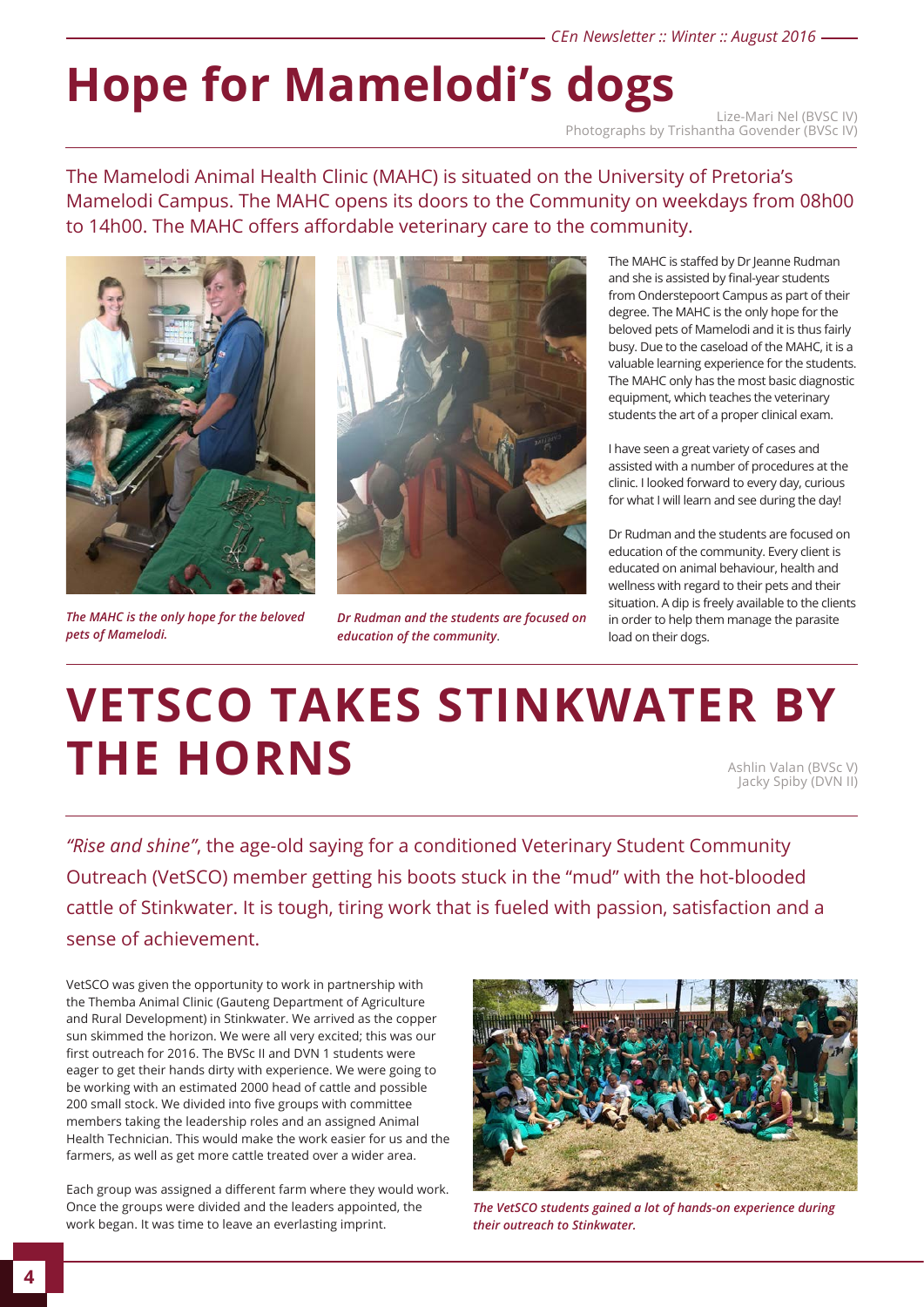# Hope for Mamelodi's dogs

Lize-Mari Nel (BVSC IV)
Photographs by Trishantha Govender (BVSc IV)

The Mamelodi Animal Health Clinic (MAHC) is situated on the University of Pretoria's Mamelodi Campus. The MAHC opens its doors to the Community on weekdays from 08h00 to 14h00. The MAHC offers affordable veterinary care to the community.

*The MAHC is the only hope for the beloved pets of Mamelodi.*

*Dr Rudman and the students are focused on education of the community.*

The MAHC is staffed by Dr Jeanne Rudman and she is assisted by final-year students from Onderstepoort Campus as part of their degree. The MAHC is the only hope for the beloved pets of Mamelodi and it is thus fairly busy. Due to the caseload of the MAHC, it is a valuable learning experience for the students. The MAHC only has the most basic diagnostic equipment, which teaches the veterinary students the art of a proper clinical exam.

I have seen a great variety of cases and assisted with a number of procedures at the clinic. I looked forward to every day, curious for what I will learn and see during the day!

Dr Rudman and the students are focused on education of the community. Every client is educated on animal behaviour, health and wellness with regard to their pets and their situation. A dip is freely available to the clients in order to help them manage the parasite load on their dogs.

# VETSCO TAKES STINKWATER BY THE HORNS

Ashlin Valan (BVSc V)
Jacky Spiby (DVN II)

*"Rise and shine"*, the age-old saying for a conditioned Veterinary Student Community Outreach (VetSCO) member getting his boots stuck in the "mud" with the hot-blooded cattle of Stinkwater. It is tough, tiring work that is fueled with passion, satisfaction and a sense of achievement.

VetSCO was given the opportunity to work in partnership with the Themba Animal Clinic (Gauteng Department of Agriculture and Rural Development) in Stinkwater. We arrived as the copper sun skimmed the horizon. We were all very excited; this was our first outreach for 2016. The BVSc II and DVN 1 students were eager to get their hands dirty with experience. We were going to be working with an estimated 2000 head of cattle and possible 200 small stock. We divided into five groups with committee members taking the leadership roles and an assigned Animal Health Technician. This would make the work easier for us and the farmers, as well as get more cattle treated over a wider area.

Each group was assigned a different farm where they would work. Once the groups were divided and the leaders appointed, the work began. It was time to leave an everlasting imprint.

*The VetSCO students gained a lot of hands-on experience during their outreach to Stinkwater.*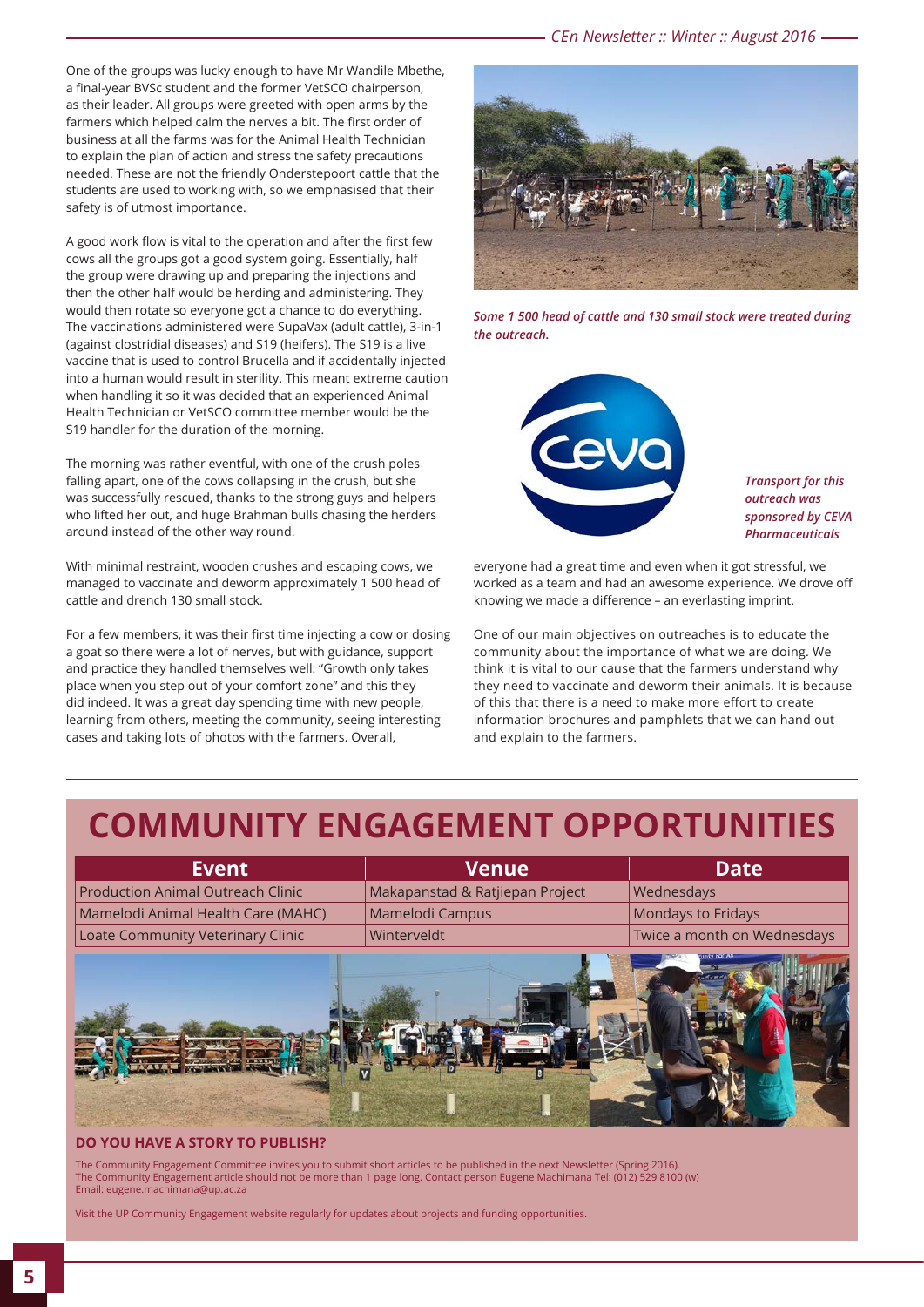One of the groups was lucky enough to have Mr Wandile Mbethe, a final-year BVSc student and the former VetSCO chairperson, as their leader. All groups were greeted with open arms by the farmers which helped calm the nerves a bit. The first order of business at all the farms was for the Animal Health Technician to explain the plan of action and stress the safety precautions needed. These are not the friendly Onderstepoort cattle that the students are used to working with, so we emphasised that their safety is of utmost importance.

A good work flow is vital to the operation and after the first few cows all the groups got a good system going. Essentially, half the group were drawing up and preparing the injections and then the other half would be herding and administering. They would then rotate so everyone got a chance to do everything. The vaccinations administered were SupaVax (adult cattle), 3-in-1 (against clostridial diseases) and S19 (heifers). The S19 is a live vaccine that is used to control Brucella and if accidentally injected into a human would result in sterility. This meant extreme caution when handling it so it was decided that an experienced Animal Health Technician or VetSCO committee member would be the S19 handler for the duration of the morning.

The morning was rather eventful, with one of the crush poles falling apart, one of the cows collapsing in the crush, but she was successfully rescued, thanks to the strong guys and helpers who lifted her out, and huge Brahman bulls chasing the herders around instead of the other way round.

With minimal restraint, wooden crushes and escaping cows, we managed to vaccinate and deworm approximately 1 500 head of cattle and drench 130 small stock.

For a few members, it was their first time injecting a cow or dosing a goat so there were a lot of nerves, but with guidance, support and practice they handled themselves well. "Growth only takes place when you step out of your comfort zone" and this they did indeed. It was a great day spending time with new people, learning from others, meeting the community, seeing interesting cases and taking lots of photos with the farmers. Overall, everyone had a great time and even when it got stressful, we worked as a team and had an awesome experience. We drove off knowing we made a difference – an everlasting imprint.

*Some 1 500 head of cattle and 130 small stock were treated during the outreach.*

*Transport for this outreach was sponsored by CEVA Pharmaceuticals*

One of our main objectives on outreaches is to educate the community about the importance of what we are doing. We think it is vital to our cause that the farmers understand why they need to vaccinate and deworm their animals. It is because of this that there is a need to make more effort to create information brochures and pamphlets that we can hand out and explain to the farmers.

# COMMUNITY ENGAGEMENT OPPORTUNITIES

| Event | Venue | Date |
|---|---|---|
| Production Animal Outreach Clinic | Makapanstad & Ratjiepan Project | Wednesdays |
| Mamelodi Animal Health Care (MAHC) | Mamelodi Campus | Mondays to Fridays |
| Loate Community Veterinary Clinic | Winterveldt | Twice a month on Wednesdays |

### DO YOU HAVE A STORY TO PUBLISH?

The Community Engagement Committee invites you to submit short articles to be published in the next Newsletter (Spring 2016).
The Community Engagement article should not be more than 1 page long. Contact person Eugene Machimana Tel: (012) 529 8100 (w)
Email: eugene.machimana@up.ac.za

Visit the UP Community Engagement website regularly for updates about projects and funding opportunities.